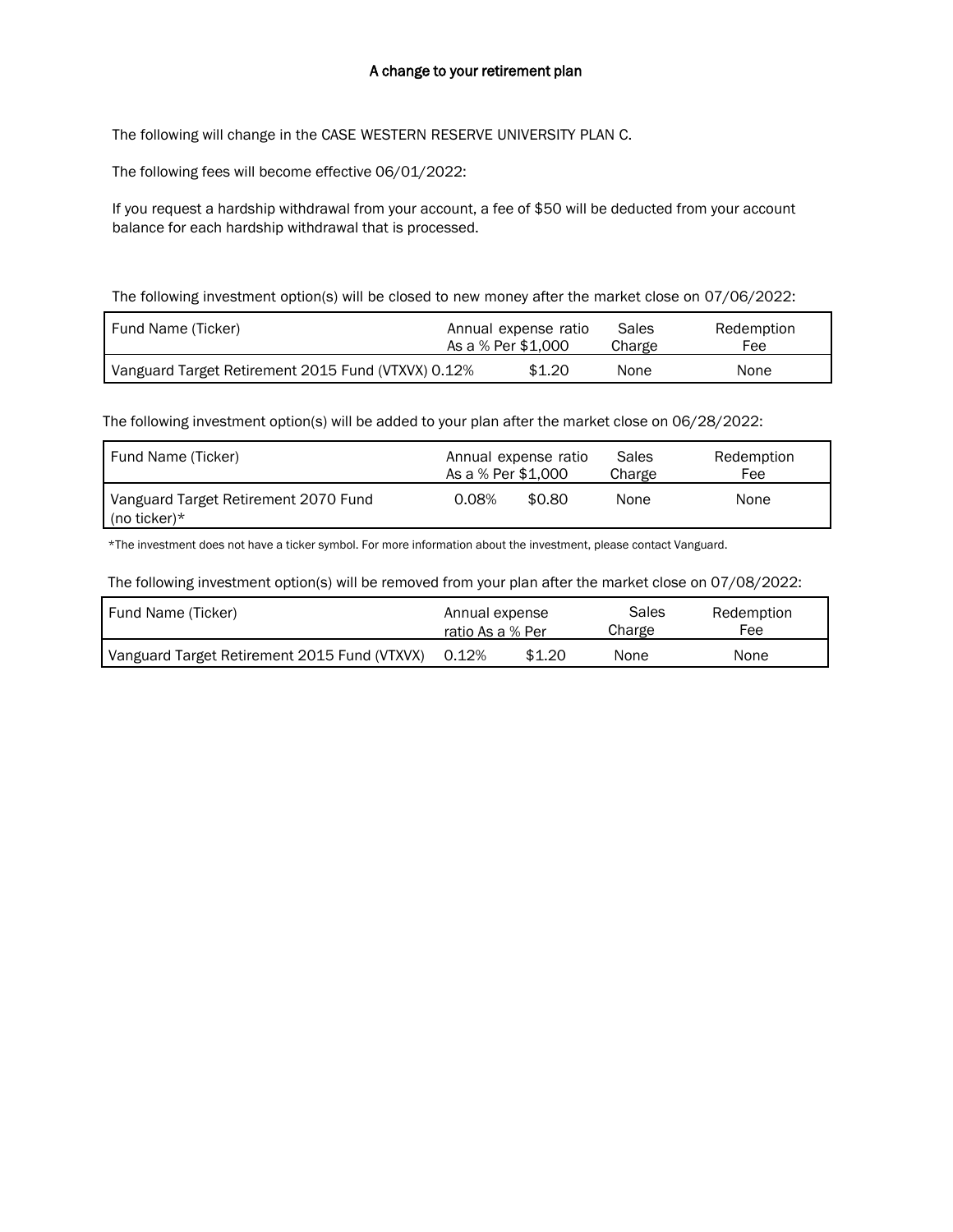# A change to your retirement plan

The following will change in the CASE WESTERN RESERVE UNIVERSITY PLAN C.

The following fees will become effective 06/01/2022:

If you request a hardship withdrawal from your account, a fee of $50 will be deducted from your account balance for each hardship withdrawal that is processed.

The following investment option(s) will be closed to new money after the market close on 07/06/2022:

| Fund Name (Ticker) | Annual expense ratio As a % | Per $1,000 | Sales Charge | Redemption Fee |
|---|---|---|---|---|
| Vanguard Target Retirement 2015 Fund (VTXVX) | 0.12% | $1.20 | None | None |

The following investment option(s) will be added to your plan after the market close on 06/28/2022:

| Fund Name (Ticker) | Annual expense ratio As a % | Per $1,000 | Sales Charge | Redemption Fee |
|---|---|---|---|---|
| Vanguard Target Retirement 2070 Fund (no ticker)* | 0.08% | $0.80 | None | None |

*The investment does not have a ticker symbol. For more information about the investment, please contact Vanguard.

The following investment option(s) will be removed from your plan after the market close on 07/08/2022:

| Fund Name (Ticker) | Annual expense ratio As a % | Per | Sales Charge | Redemption Fee |
|---|---|---|---|---|
| Vanguard Target Retirement 2015 Fund (VTXVX) | 0.12% | $1.20 | None | None |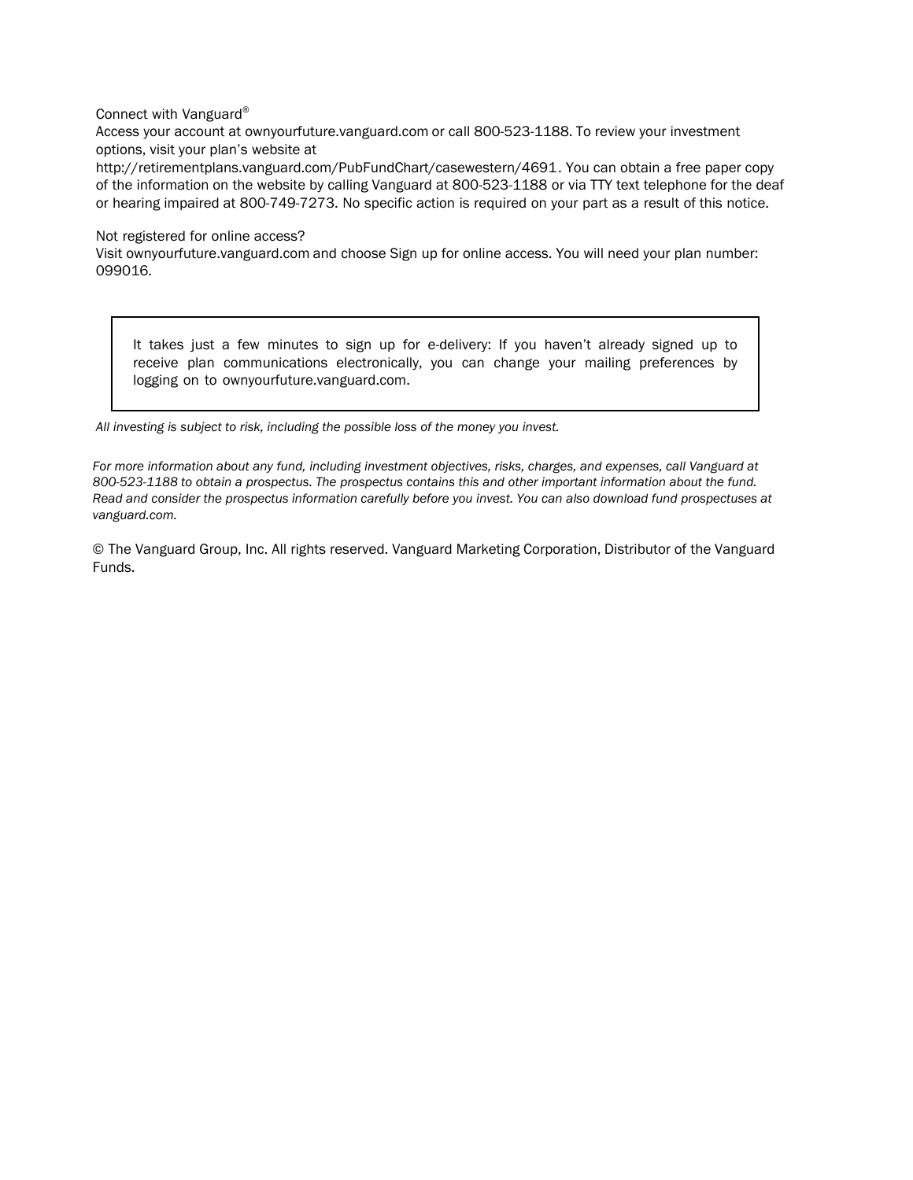Connect with Vanguard®

Access your account at ownyourfuture.vanguard.com or call 800-523-1188. To review your investment options, visit your plan's website at http://retirementplans.vanguard.com/PubFundChart/casewestern/4691. You can obtain a free paper copy of the information on the website by calling Vanguard at 800-523-1188 or via TTY text telephone for the deaf or hearing impaired at 800-749-7273. No specific action is required on your part as a result of this notice.

Not registered for online access?

Visit ownyourfuture.vanguard.com and choose Sign up for online access. You will need your plan number: 099016.

> It takes just a few minutes to sign up for e-delivery: If you haven't already signed up to receive plan communications electronically, you can change your mailing preferences by logging on to ownyourfuture.vanguard.com.

*All investing is subject to risk, including the possible loss of the money you invest.*

*For more information about any fund, including investment objectives, risks, charges, and expenses, call Vanguard at 800-523-1188 to obtain a prospectus. The prospectus contains this and other important information about the fund. Read and consider the prospectus information carefully before you invest. You can also download fund prospectuses at vanguard.com.*

© The Vanguard Group, Inc. All rights reserved. Vanguard Marketing Corporation, Distributor of the Vanguard Funds.